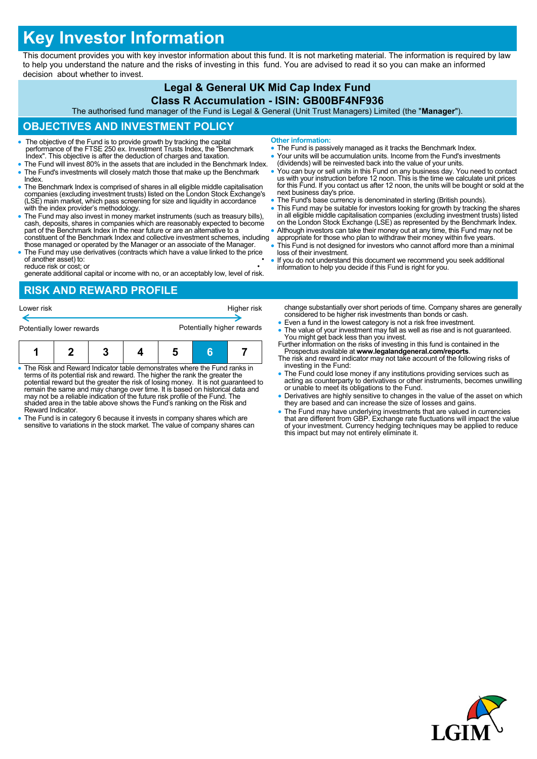# Key Investor Information

This document provides you with key investor information about this fund. It is not marketing material. The information is required by law to help you understand the nature and the risks of investing in this fund. You are advised to read it so you can make an informed decision about whether to invest.

**Legal & General UK Mid Cap Index Fund**

**Class R Accumulation - ISIN: GB00BF4NF936**

The authorised fund manager of the Fund is Legal & General (Unit Trust Managers) Limited (the "**Manager**").

## OBJECTIVES AND INVESTMENT POLICY

- The objective of the Fund is to provide growth by tracking the capital performance of the FTSE 250 ex. Investment Trusts Index, the "Benchmark Index". This objective is after the deduction of charges and taxation.
- The Fund will invest 80% in the assets that are included in the Benchmark Index.
- The Fund's investments will closely match those that make up the Benchmark Index.
- The Benchmark Index is comprised of shares in all eligible middle capitalisation companies (excluding investment trusts) listed on the London Stock Exchange's (LSE) main market, which pass screening for size and liquidity in accordance with the index provider's methodology.
- The Fund may also invest in money market instruments (such as treasury bills), cash, deposits, shares in companies which are reasonably expected to become part of the Benchmark Index in the near future or are an alternative to a constituent of the Benchmark Index and collective investment schemes, including those managed or operated by the Manager or an associate of the Manager.
- The Fund may use derivatives (contracts which have a value linked to the price of another asset) to:
  - reduce risk or cost; or
  - generate additional capital or income with no, or an acceptably low, level of risk.

**Other information:**

- The Fund is passively managed as it tracks the Benchmark Index.
- Your units will be accumulation units. Income from the Fund's investments (dividends) will be reinvested back into the value of your units.
- You can buy or sell units in this Fund on any business day. You need to contact us with your instruction before 12 noon. This is the time we calculate unit prices for this Fund. If you contact us after 12 noon, the units will be bought or sold at the next business day's price.
- The Fund's base currency is denominated in sterling (British pounds).
- This Fund may be suitable for investors looking for growth by tracking the shares in all eligible middle capitalisation companies (excluding investment trusts) listed on the London Stock Exchange (LSE) as represented by the Benchmark Index.
- Although investors can take their money out at any time, this Fund may not be appropriate for those who plan to withdraw their money within five years.
- This Fund is not designed for investors who cannot afford more than a minimal loss of their investment.
- If you do not understand this document we recommend you seek additional information to help you decide if this Fund is right for you.

## RISK AND REWARD PROFILE

Lower risk ← → Higher risk

Potentially lower rewards — Potentially higher rewards

| 1 | 2 | 3 | 4 | 5 | **6** | 7 |
|---|---|---|---|---|---|---|

- The Risk and Reward Indicator table demonstrates where the Fund ranks in terms of its potential risk and reward. The higher the rank the greater the potential reward but the greater the risk of losing money. It is not guaranteed to remain the same and may change over time. It is based on historical data and may not be a reliable indication of the future risk profile of the Fund. The shaded area in the table above shows the Fund's ranking on the Risk and Reward Indicator.
- The Fund is in category 6 because it invests in company shares which are sensitive to variations in the stock market. The value of company shares can change substantially over short periods of time. Company shares are generally considered to be higher risk investments than bonds or cash.
- Even a fund in the lowest category is not a risk free investment.
- The value of your investment may fall as well as rise and is not guaranteed. You might get back less than you invest.

Further information on the risks of investing in this fund is contained in the Prospectus available at **www.legalandgeneral.com/reports**.

The risk and reward indicator may not take account of the following risks of investing in the Fund:

- The Fund could lose money if any institutions providing services such as acting as counterparty to derivatives or other instruments, becomes unwilling or unable to meet its obligations to the Fund.
- Derivatives are highly sensitive to changes in the value of the asset on which they are based and can increase the size of losses and gains.
- The Fund may have underlying investments that are valued in currencies that are different from GBP. Exchange rate fluctuations will impact the value of your investment. Currency hedging techniques may be applied to reduce this impact but may not entirely eliminate it.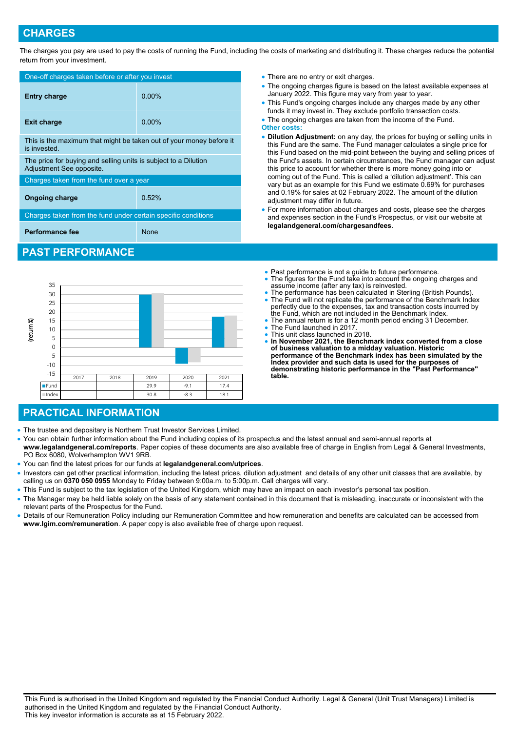## CHARGES

The charges you pay are used to pay the costs of running the Fund, including the costs of marketing and distributing it. These charges reduce the potential return from your investment.

| One-off charges taken before or after you invest | |
|---|---|
| **Entry charge** | 0.00% |
| **Exit charge** | 0.00% |
| This is the maximum that might be taken out of your money before it is invested. | |
| The price for buying and selling units is subject to a Dilution Adjustment See opposite. | |
| Charges taken from the fund over a year | |
| **Ongoing charge** | 0.52% |
| Charges taken from the fund under certain specific conditions | |
| **Performance fee** | None |

- There are no entry or exit charges.
- The ongoing charges figure is based on the latest available expenses at January 2022. This figure may vary from year to year.
- This Fund's ongoing charges include any charges made by any other funds it may invest in. They exclude portfolio transaction costs.
- The ongoing charges are taken from the income of the Fund.

**Other costs:**

- **Dilution Adjustment:** on any day, the prices for buying or selling units in this Fund are the same. The Fund manager calculates a single price for this Fund based on the mid-point between the buying and selling prices of the Fund's assets. In certain circumstances, the Fund manager can adjust this price to account for whether there is more money going into or coming out of the Fund. This is called a 'dilution adjustment'. This can vary but as an example for this Fund we estimate 0.69% for purchases and 0.19% for sales at 02 February 2022. The amount of the dilution adjustment may differ in future.
- For more information about charges and costs, please see the charges and expenses section in the Fund's Prospectus, or visit our website at **legalandgeneral.com/chargesandfees**.

## PAST PERFORMANCE

(return %)

35
30
25
20
15
10
5
0
-5
-10
-15

| | 2017 | 2018 | 2019 | 2020 | 2021 |
|---|---|---|---|---|---|
| Fund | | | 29.9 | -9.1 | 17.4 |
| Index | | | 30.8 | -8.3 | 18.1 |

- Past performance is not a guide to future performance.
- The figures for the Fund take into account the ongoing charges and assume income (after any tax) is reinvested.
- The performance has been calculated in Sterling (British Pounds).
- The Fund will not replicate the performance of the Benchmark Index perfectly due to the expenses, tax and transaction costs incurred by the Fund, which are not included in the Benchmark Index.
- The annual return is for a 12 month period ending 31 December.
- The Fund launched in 2017.
- This unit class launched in 2018.
- **In November 2021, the Benchmark index converted from a close of business valuation to a midday valuation. Historic performance of the Benchmark index has been simulated by the Index provider and such data is used for the purposes of demonstrating historic performance in the "Past Performance" table.**

## PRACTICAL INFORMATION

- The trustee and depositary is Northern Trust Investor Services Limited.
- You can obtain further information about the Fund including copies of its prospectus and the latest annual and semi-annual reports at **www.legalandgeneral.com/reports**. Paper copies of these documents are also available free of charge in English from Legal & General Investments, PO Box 6080, Wolverhampton WV1 9RB.
- You can find the latest prices for our funds at **legalandgeneral.com/utprices**.
- Investors can get other practical information, including the latest prices, dilution adjustment and details of any other unit classes that are available, by calling us on **0370 050 0955** Monday to Friday between 9:00a.m. to 5:00p.m. Call charges will vary.
- This Fund is subject to the tax legislation of the United Kingdom, which may have an impact on each investor's personal tax position.
- The Manager may be held liable solely on the basis of any statement contained in this document that is misleading, inaccurate or inconsistent with the relevant parts of the Prospectus for the Fund.
- Details of our Remuneration Policy including our Remuneration Committee and how remuneration and benefits are calculated can be accessed from **www.lgim.com/remuneration**. A paper copy is also available free of charge upon request.

This Fund is authorised in the United Kingdom and regulated by the Financial Conduct Authority. Legal & General (Unit Trust Managers) Limited is authorised in the United Kingdom and regulated by the Financial Conduct Authority.
This key investor information is accurate as at 15 February 2022.